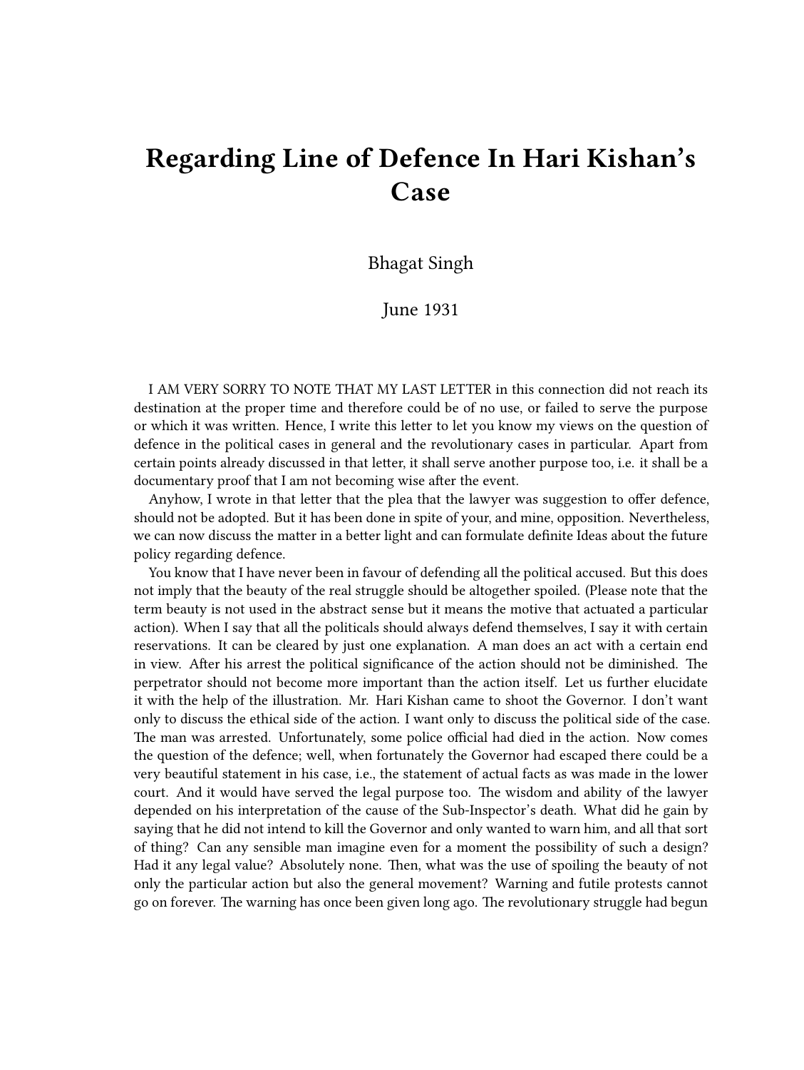# Regarding Line of Defence In Hari Kishan's Case

Bhagat Singh

June 1931

I AM VERY SORRY TO NOTE THAT MY LAST LETTER in this connection did not reach its destination at the proper time and therefore could be of no use, or failed to serve the purpose or which it was written. Hence, I write this letter to let you know my views on the question of defence in the political cases in general and the revolutionary cases in particular. Apart from certain points already discussed in that letter, it shall serve another purpose too, i.e. it shall be a documentary proof that I am not becoming wise after the event.

Anyhow, I wrote in that letter that the plea that the lawyer was suggestion to offer defence, should not be adopted. But it has been done in spite of your, and mine, opposition. Nevertheless, we can now discuss the matter in a better light and can formulate definite Ideas about the future policy regarding defence.

You know that I have never been in favour of defending all the political accused. But this does not imply that the beauty of the real struggle should be altogether spoiled. (Please note that the term beauty is not used in the abstract sense but it means the motive that actuated a particular action). When I say that all the politicals should always defend themselves, I say it with certain reservations. It can be cleared by just one explanation. A man does an act with a certain end in view. After his arrest the political significance of the action should not be diminished. The perpetrator should not become more important than the action itself. Let us further elucidate it with the help of the illustration. Mr. Hari Kishan came to shoot the Governor. I don't want only to discuss the ethical side of the action. I want only to discuss the political side of the case. The man was arrested. Unfortunately, some police official had died in the action. Now comes the question of the defence; well, when fortunately the Governor had escaped there could be a very beautiful statement in his case, i.e., the statement of actual facts as was made in the lower court. And it would have served the legal purpose too. The wisdom and ability of the lawyer depended on his interpretation of the cause of the Sub-Inspector's death. What did he gain by saying that he did not intend to kill the Governor and only wanted to warn him, and all that sort of thing? Can any sensible man imagine even for a moment the possibility of such a design? Had it any legal value? Absolutely none. Then, what was the use of spoiling the beauty of not only the particular action but also the general movement? Warning and futile protests cannot go on forever. The warning has once been given long ago. The revolutionary struggle had begun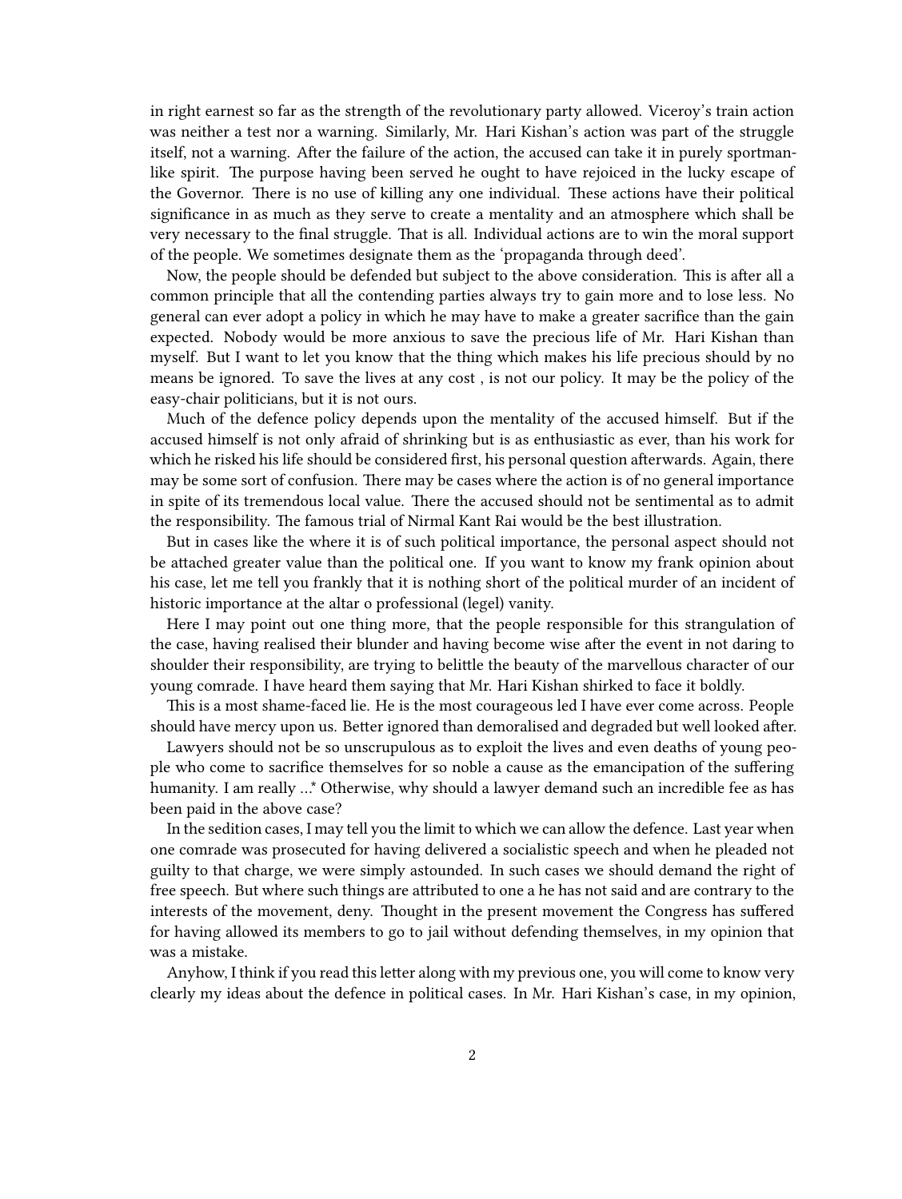in right earnest so far as the strength of the revolutionary party allowed. Viceroy's train action was neither a test nor a warning. Similarly, Mr. Hari Kishan's action was part of the struggle itself, not a warning. After the failure of the action, the accused can take it in purely sportsmanlike spirit. The purpose having been served he ought to have rejoiced in the lucky escape of the Governor. There is no use of killing any one individual. These actions have their political significance in as much as they serve to create a mentality and an atmosphere which shall be very necessary to the final struggle. That is all. Individual actions are to win the moral support of the people. We sometimes designate them as the 'propaganda through deed'.

Now, the people should be defended but subject to the above consideration. This is after all a common principle that all the contending parties always try to gain more and to lose less. No general can ever adopt a policy in which he may have to make a greater sacrifice than the gain expected. Nobody would be more anxious to save the precious life of Mr. Hari Kishan than myself. But I want to let you know that the thing which makes his life precious should by no means be ignored. To save the lives at any cost , is not our policy. It may be the policy of the easy-chair politicians, but it is not ours.

Much of the defence policy depends upon the mentality of the accused himself. But if the accused himself is not only afraid of shrinking but is as enthusiastic as ever, than his work for which he risked his life should be considered first, his personal question afterwards. Again, there may be some sort of confusion. There may be cases where the action is of no general importance in spite of its tremendous local value. There the accused should not be sentimental as to admit the responsibility. The famous trial of Nirmal Kant Rai would be the best illustration.

But in cases like the where it is of such political importance, the personal aspect should not be attached greater value than the political one. If you want to know my frank opinion about his case, let me tell you frankly that it is nothing short of the political murder of an incident of historic importance at the altar o professional (legel) vanity.

Here I may point out one thing more, that the people responsible for this strangulation of the case, having realised their blunder and having become wise after the event in not daring to shoulder their responsibility, are trying to belittle the beauty of the marvellous character of our young comrade. I have heard them saying that Mr. Hari Kishan shirked to face it boldly.

This is a most shame-faced lie. He is the most courageous led I have ever come across. People should have mercy upon us. Better ignored than demoralised and degraded but well looked after.

Lawyers should not be so unscrupulous as to exploit the lives and even deaths of young people who come to sacrifice themselves for so noble a cause as the emancipation of the suffering humanity. I am really …* Otherwise, why should a lawyer demand such an incredible fee as has been paid in the above case?

In the sedition cases, I may tell you the limit to which we can allow the defence. Last year when one comrade was prosecuted for having delivered a socialistic speech and when he pleaded not guilty to that charge, we were simply astounded. In such cases we should demand the right of free speech. But where such things are attributed to one a he has not said and are contrary to the interests of the movement, deny. Thought in the present movement the Congress has suffered for having allowed its members to go to jail without defending themselves, in my opinion that was a mistake.

Anyhow, I think if you read this letter along with my previous one, you will come to know very clearly my ideas about the defence in political cases. In Mr. Hari Kishan's case, in my opinion,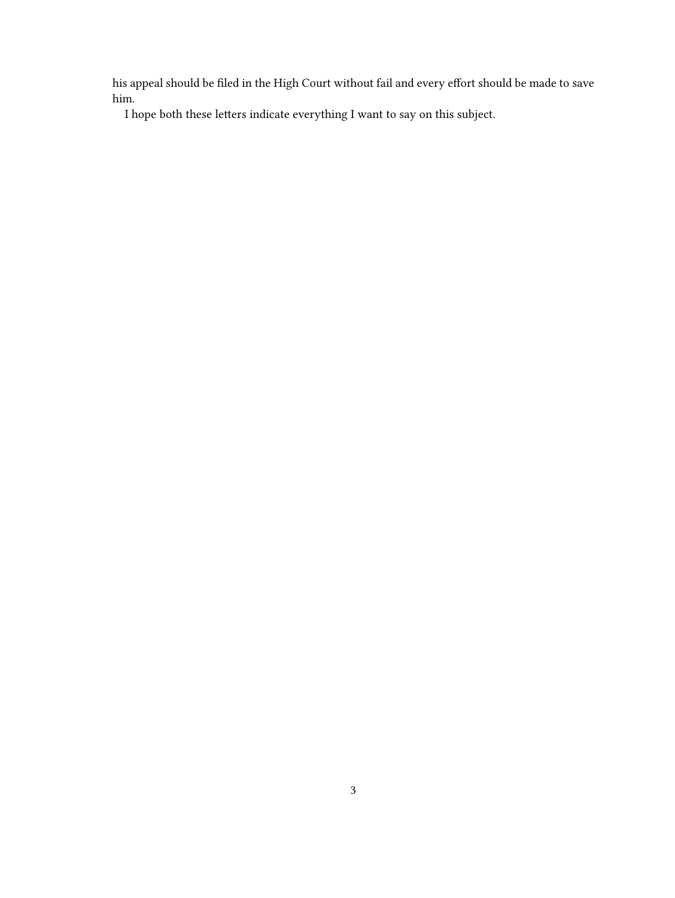his appeal should be filed in the High Court without fail and every effort should be made to save him.

I hope both these letters indicate everything I want to say on this subject.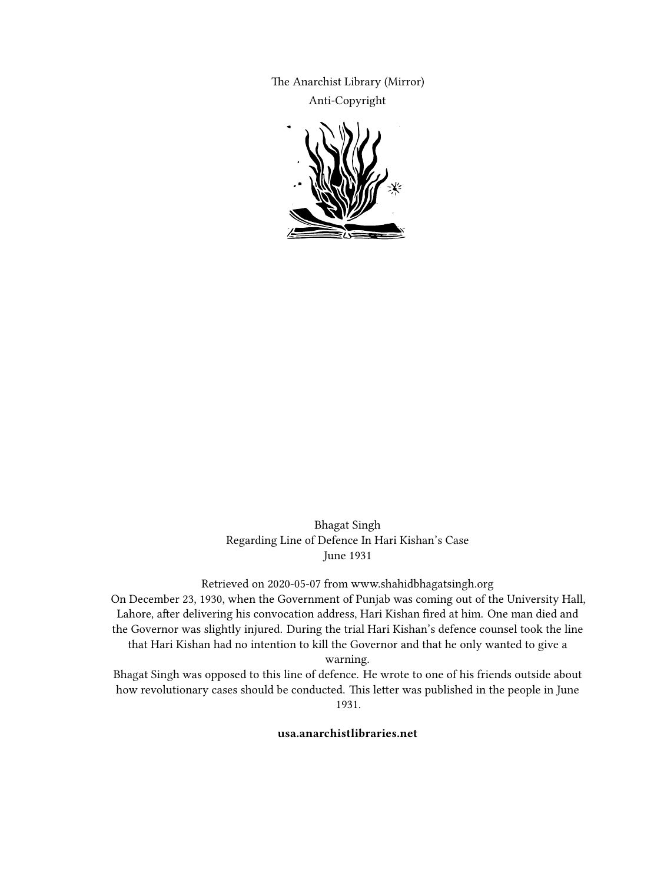The Anarchist Library (Mirror)
Anti-Copyright

Bhagat Singh
Regarding Line of Defence In Hari Kishan's Case
June 1931

Retrieved on 2020-05-07 from www.shahidbhagatsingh.org
On December 23, 1930, when the Government of Punjab was coming out of the University Hall, Lahore, after delivering his convocation address, Hari Kishan fired at him. One man died and the Governor was slightly injured. During the trial Hari Kishan's defence counsel took the line that Hari Kishan had no intention to kill the Governor and that he only wanted to give a warning.
Bhagat Singh was opposed to this line of defence. He wrote to one of his friends outside about how revolutionary cases should be conducted. This letter was published in the people in June 1931.

**usa.anarchistlibraries.net**